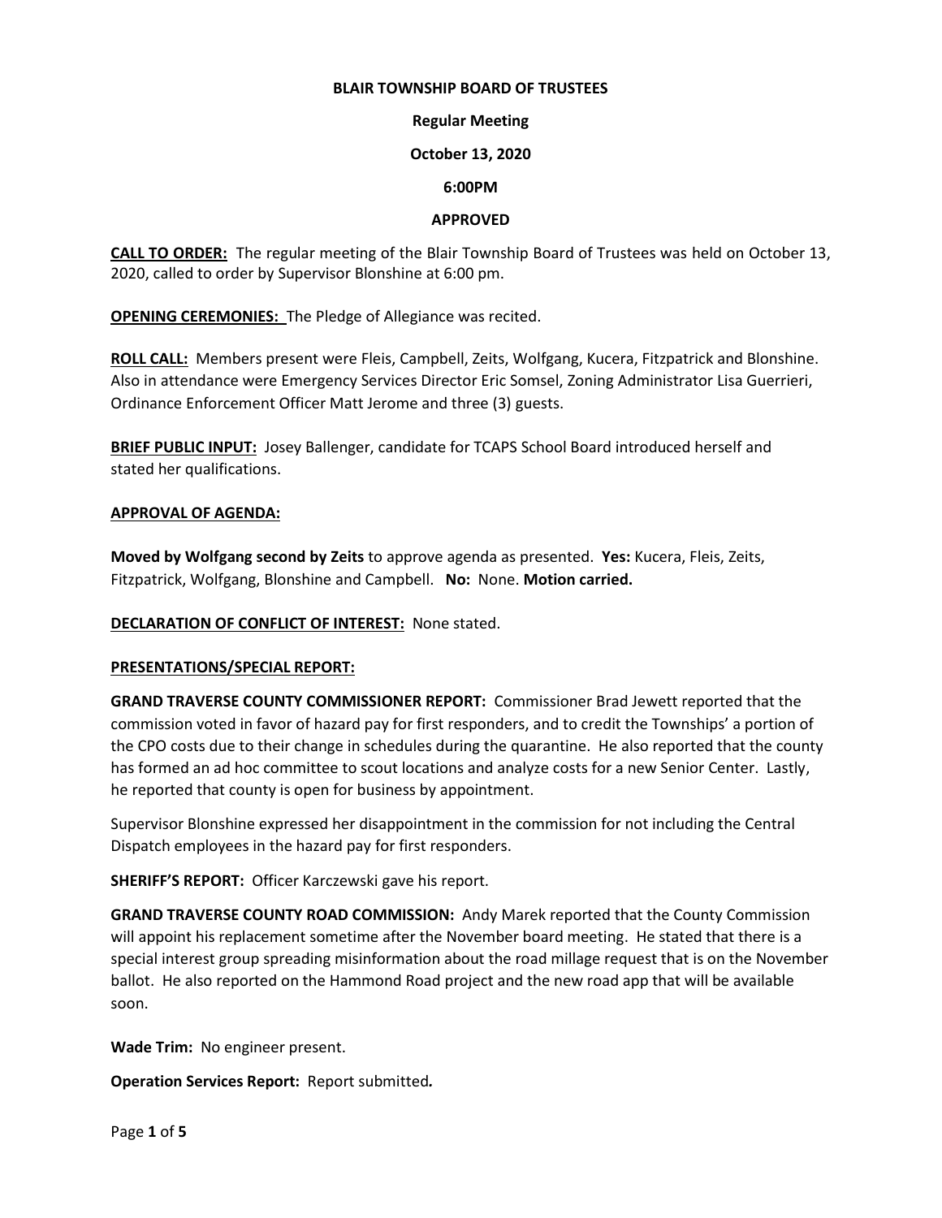**BLAIR TOWNSHIP BOARD OF TRUSTEES**

**Regular Meeting**

**October 13, 2020**

**6:00PM**

**APPROVED**

**CALL TO ORDER:** The regular meeting of the Blair Township Board of Trustees was held on October 13, 2020, called to order by Supervisor Blonshine at 6:00 pm.

**OPENING CEREMONIES:** The Pledge of Allegiance was recited.

**ROLL CALL:** Members present were Fleis, Campbell, Zeits, Wolfgang, Kucera, Fitzpatrick and Blonshine. Also in attendance were Emergency Services Director Eric Somsel, Zoning Administrator Lisa Guerrieri, Ordinance Enforcement Officer Matt Jerome and three (3) guests.

**BRIEF PUBLIC INPUT:** Josey Ballenger, candidate for TCAPS School Board introduced herself and stated her qualifications.

**APPROVAL OF AGENDA:**

**Moved by Wolfgang second by Zeits** to approve agenda as presented. **Yes:** Kucera, Fleis, Zeits, Fitzpatrick, Wolfgang, Blonshine and Campbell. **No:** None. **Motion carried.**

**DECLARATION OF CONFLICT OF INTEREST:** None stated.

**PRESENTATIONS/SPECIAL REPORT:**

**GRAND TRAVERSE COUNTY COMMISSIONER REPORT:** Commissioner Brad Jewett reported that the commission voted in favor of hazard pay for first responders, and to credit the Townships' a portion of the CPO costs due to their change in schedules during the quarantine. He also reported that the county has formed an ad hoc committee to scout locations and analyze costs for a new Senior Center. Lastly, he reported that county is open for business by appointment.

Supervisor Blonshine expressed her disappointment in the commission for not including the Central Dispatch employees in the hazard pay for first responders.

**SHERIFF'S REPORT:** Officer Karczewski gave his report.

**GRAND TRAVERSE COUNTY ROAD COMMISSION:** Andy Marek reported that the County Commission will appoint his replacement sometime after the November board meeting. He stated that there is a special interest group spreading misinformation about the road millage request that is on the November ballot. He also reported on the Hammond Road project and the new road app that will be available soon.

**Wade Trim:** No engineer present.

**Operation Services Report:** Report submitted**.**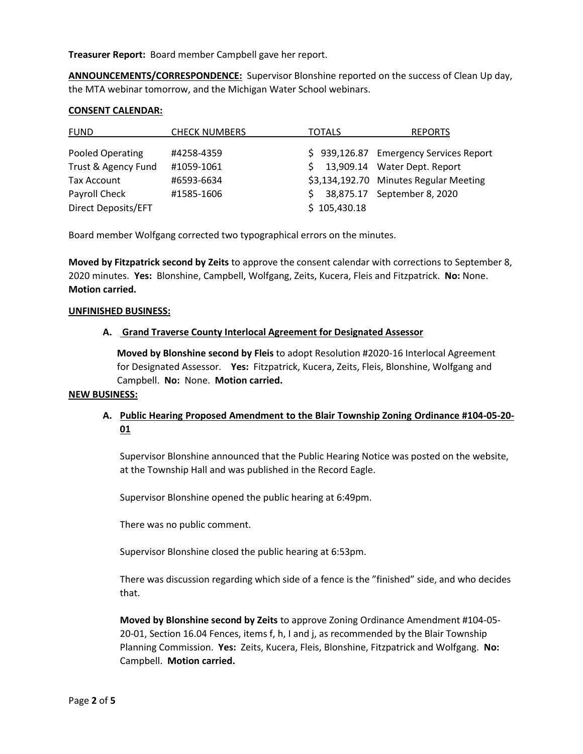**Treasurer Report:** Board member Campbell gave her report.

**ANNOUNCEMENTS/CORRESPONDENCE:** Supervisor Blonshine reported on the success of Clean Up day, the MTA webinar tomorrow, and the Michigan Water School webinars.

**CONSENT CALENDAR:**

| FUND | CHECK NUMBERS | TOTALS | REPORTS |
|---|---|---|---|
| Pooled Operating | #4258-4359 | $ 939,126.87 | Emergency Services Report |
| Trust & Agency Fund | #1059-1061 | $ 13,909.14 | Water Dept. Report |
| Tax Account | #6593-6634 | $3,134,192.70 | Minutes Regular Meeting |
| Payroll Check | #1585-1606 | $ 38,875.17 | September 8, 2020 |
| Direct Deposits/EFT | | $ 105,430.18 | |

Board member Wolfgang corrected two typographical errors on the minutes.

**Moved by Fitzpatrick second by Zeits** to approve the consent calendar with corrections to September 8, 2020 minutes. **Yes:** Blonshine, Campbell, Wolfgang, Zeits, Kucera, Fleis and Fitzpatrick. **No:** None. **Motion carried.**

**UNFINISHED BUSINESS:**

**A. Grand Traverse County Interlocal Agreement for Designated Assessor**

**Moved by Blonshine second by Fleis** to adopt Resolution #2020-16 Interlocal Agreement for Designated Assessor. **Yes:** Fitzpatrick, Kucera, Zeits, Fleis, Blonshine, Wolfgang and Campbell. **No:** None. **Motion carried.**

**NEW BUSINESS:**

**A. Public Hearing Proposed Amendment to the Blair Township Zoning Ordinance #104-05-20-01**

Supervisor Blonshine announced that the Public Hearing Notice was posted on the website, at the Township Hall and was published in the Record Eagle.

Supervisor Blonshine opened the public hearing at 6:49pm.

There was no public comment.

Supervisor Blonshine closed the public hearing at 6:53pm.

There was discussion regarding which side of a fence is the "finished" side, and who decides that.

**Moved by Blonshine second by Zeits** to approve Zoning Ordinance Amendment #104-05-20-01, Section 16.04 Fences, items f, h, I and j, as recommended by the Blair Township Planning Commission. **Yes:** Zeits, Kucera, Fleis, Blonshine, Fitzpatrick and Wolfgang. **No:** Campbell. **Motion carried.**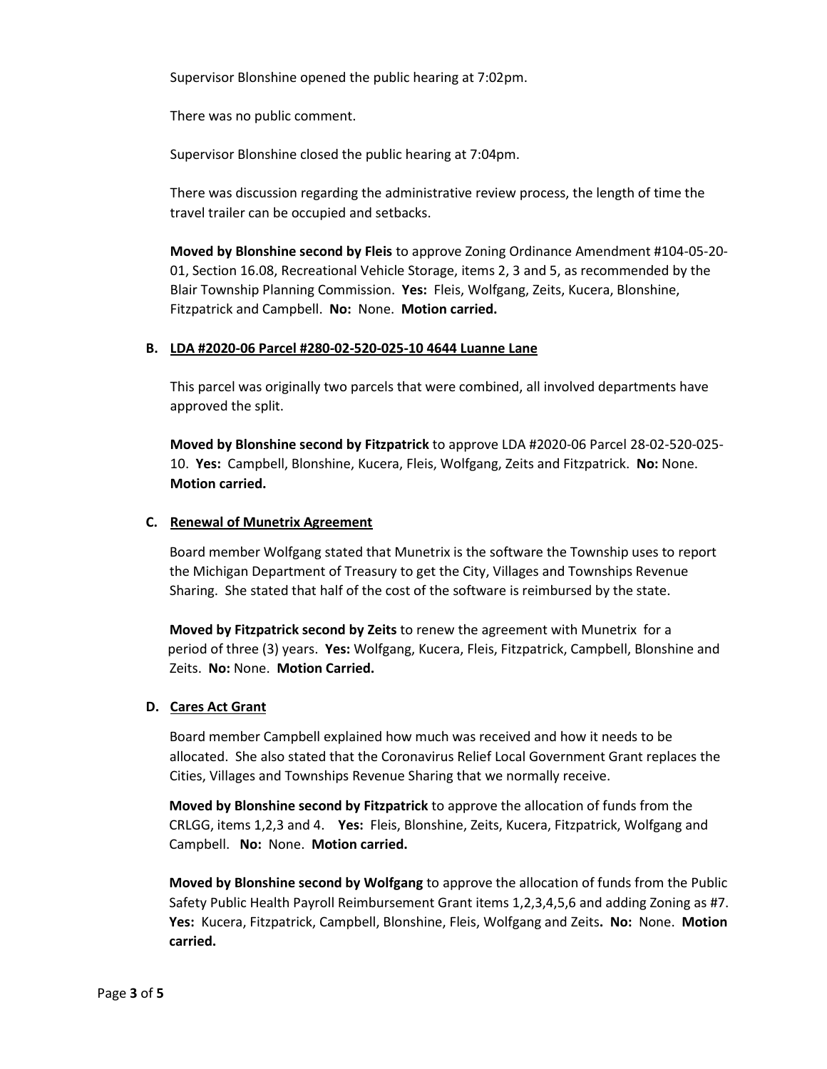Supervisor Blonshine opened the public hearing at 7:02pm.

There was no public comment.

Supervisor Blonshine closed the public hearing at 7:04pm.

There was discussion regarding the administrative review process, the length of time the travel trailer can be occupied and setbacks.

**Moved by Blonshine second by Fleis** to approve Zoning Ordinance Amendment #104-05-20-01, Section 16.08, Recreational Vehicle Storage, items 2, 3 and 5, as recommended by the Blair Township Planning Commission. **Yes:** Fleis, Wolfgang, Zeits, Kucera, Blonshine, Fitzpatrick and Campbell. **No:** None. **Motion carried.**

**B. LDA #2020-06 Parcel #280-02-520-025-10 4644 Luanne Lane**

This parcel was originally two parcels that were combined, all involved departments have approved the split.

**Moved by Blonshine second by Fitzpatrick** to approve LDA #2020-06 Parcel 28-02-520-025-10. **Yes:** Campbell, Blonshine, Kucera, Fleis, Wolfgang, Zeits and Fitzpatrick. **No:** None. **Motion carried.**

**C. Renewal of Munetrix Agreement**

Board member Wolfgang stated that Munetrix is the software the Township uses to report the Michigan Department of Treasury to get the City, Villages and Townships Revenue Sharing. She stated that half of the cost of the software is reimbursed by the state.

**Moved by Fitzpatrick second by Zeits** to renew the agreement with Munetrix for a period of three (3) years. **Yes:** Wolfgang, Kucera, Fleis, Fitzpatrick, Campbell, Blonshine and Zeits. **No:** None. **Motion Carried.**

**D. Cares Act Grant**

Board member Campbell explained how much was received and how it needs to be allocated. She also stated that the Coronavirus Relief Local Government Grant replaces the Cities, Villages and Townships Revenue Sharing that we normally receive.

**Moved by Blonshine second by Fitzpatrick** to approve the allocation of funds from the CRLGG, items 1,2,3 and 4. **Yes:** Fleis, Blonshine, Zeits, Kucera, Fitzpatrick, Wolfgang and Campbell. **No:** None. **Motion carried.**

**Moved by Blonshine second by Wolfgang** to approve the allocation of funds from the Public Safety Public Health Payroll Reimbursement Grant items 1,2,3,4,5,6 and adding Zoning as #7. **Yes:** Kucera, Fitzpatrick, Campbell, Blonshine, Fleis, Wolfgang and Zeits**. No:** None. **Motion carried.**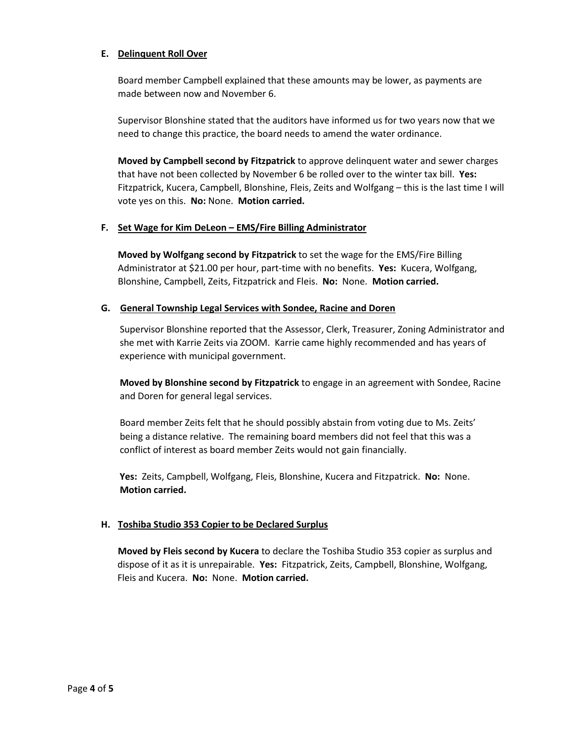**E. Delinquent Roll Over**

Board member Campbell explained that these amounts may be lower, as payments are made between now and November 6.

Supervisor Blonshine stated that the auditors have informed us for two years now that we need to change this practice, the board needs to amend the water ordinance.

**Moved by Campbell second by Fitzpatrick** to approve delinquent water and sewer charges that have not been collected by November 6 be rolled over to the winter tax bill. **Yes:** Fitzpatrick, Kucera, Campbell, Blonshine, Fleis, Zeits and Wolfgang – this is the last time I will vote yes on this. **No:** None. **Motion carried.**

**F. Set Wage for Kim DeLeon – EMS/Fire Billing Administrator**

**Moved by Wolfgang second by Fitzpatrick** to set the wage for the EMS/Fire Billing Administrator at $21.00 per hour, part-time with no benefits. **Yes:** Kucera, Wolfgang, Blonshine, Campbell, Zeits, Fitzpatrick and Fleis. **No:** None. **Motion carried.**

**G. General Township Legal Services with Sondee, Racine and Doren**

Supervisor Blonshine reported that the Assessor, Clerk, Treasurer, Zoning Administrator and she met with Karrie Zeits via ZOOM. Karrie came highly recommended and has years of experience with municipal government.

**Moved by Blonshine second by Fitzpatrick** to engage in an agreement with Sondee, Racine and Doren for general legal services.

Board member Zeits felt that he should possibly abstain from voting due to Ms. Zeits' being a distance relative. The remaining board members did not feel that this was a conflict of interest as board member Zeits would not gain financially.

**Yes:** Zeits, Campbell, Wolfgang, Fleis, Blonshine, Kucera and Fitzpatrick. **No:** None. **Motion carried.**

**H. Toshiba Studio 353 Copier to be Declared Surplus**

**Moved by Fleis second by Kucera** to declare the Toshiba Studio 353 copier as surplus and dispose of it as it is unrepairable. **Yes:** Fitzpatrick, Zeits, Campbell, Blonshine, Wolfgang, Fleis and Kucera. **No:** None. **Motion carried.**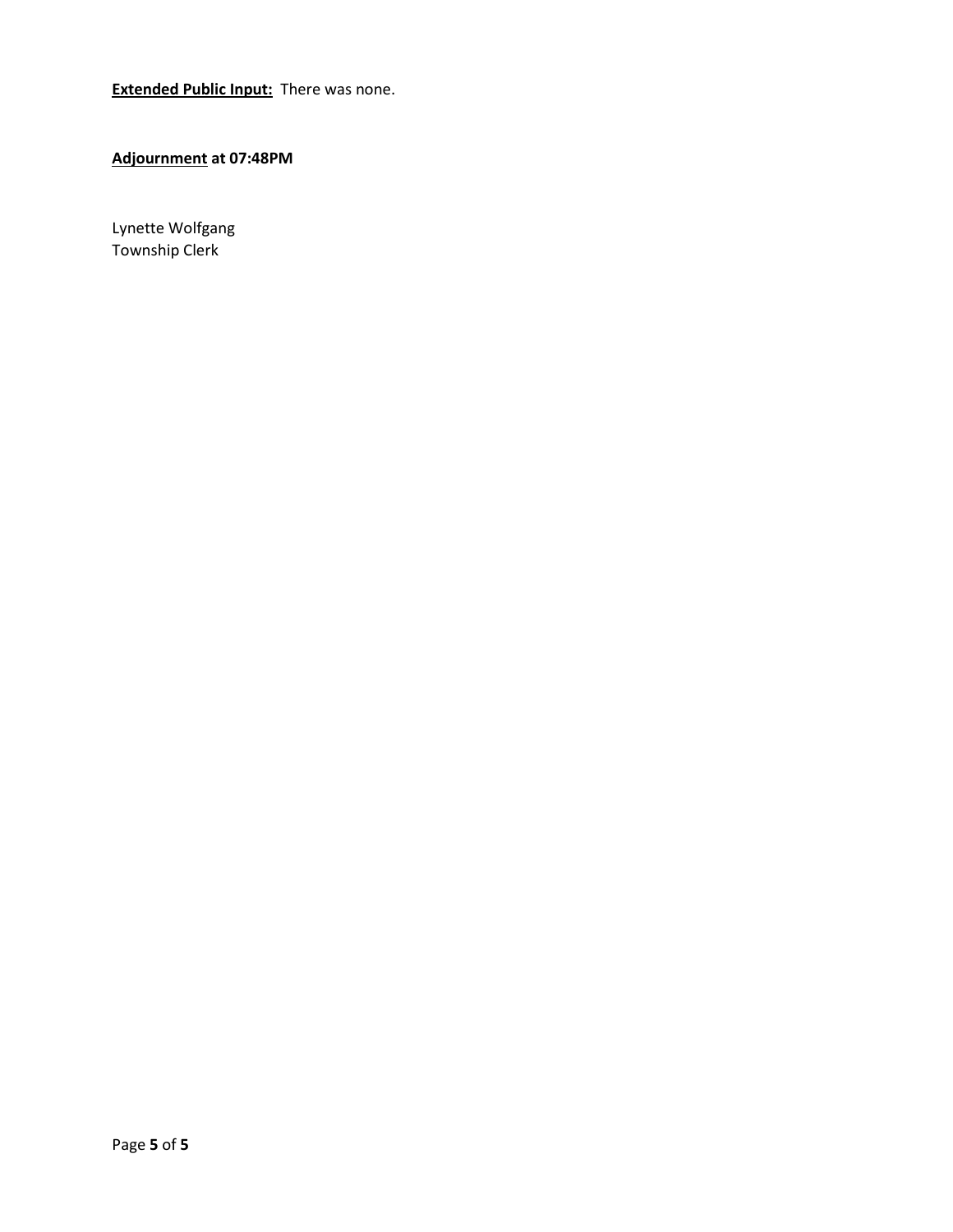**<u>Extended Public Input:</u>** There was none.

**<u>Adjournment</u> at 07:48PM**

Lynette Wolfgang
Township Clerk